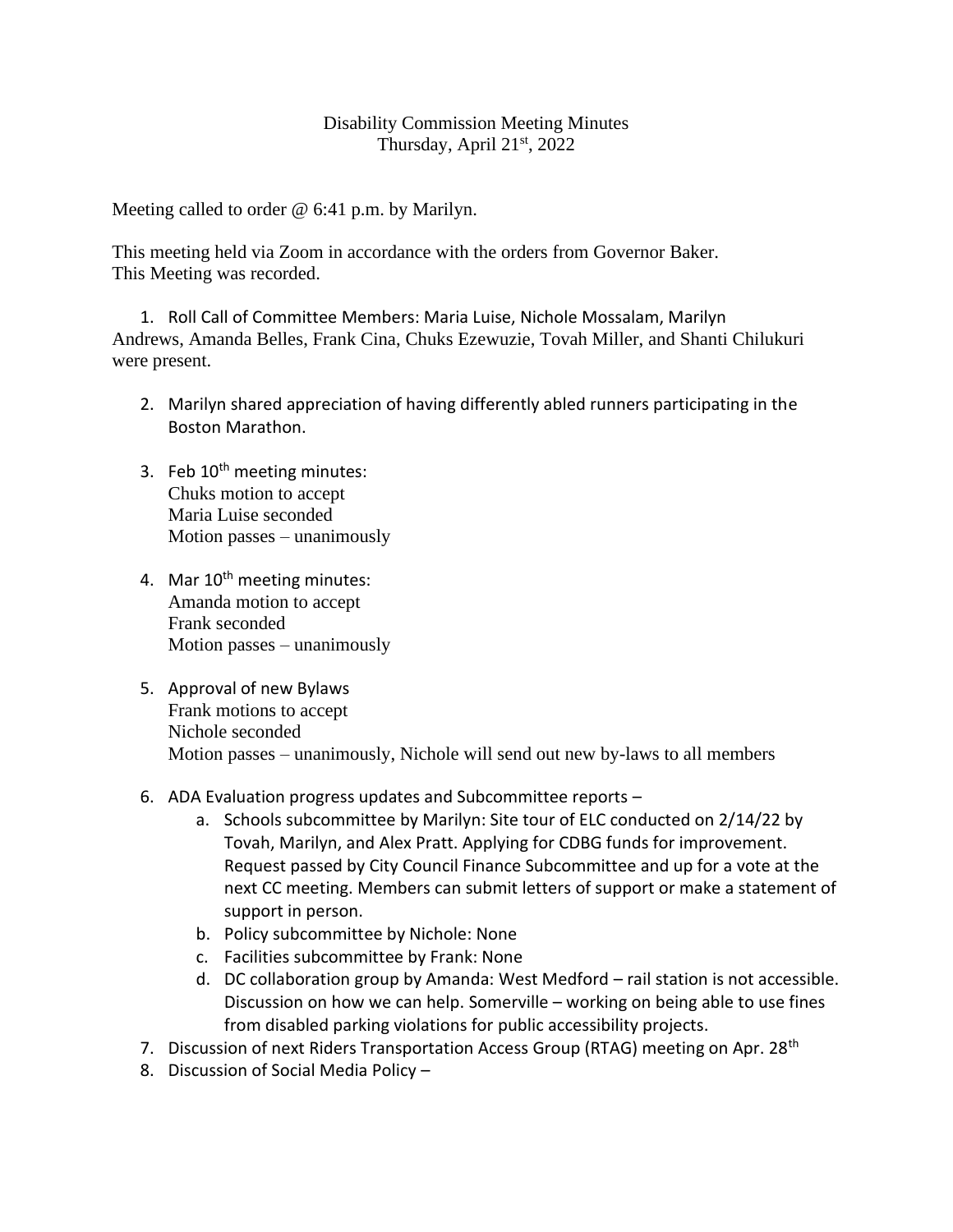# Disability Commission Meeting Minutes
## Thursday, April 21st, 2022

Meeting called to order @ 6:41 p.m. by Marilyn.

This meeting held via Zoom in accordance with the orders from Governor Baker.
This Meeting was recorded.

1. Roll Call of Committee Members: Maria Luise, Nichole Mossalam, Marilyn Andrews, Amanda Belles, Frank Cina, Chuks Ezewuzie, Tovah Miller, and Shanti Chilukuri were present.

2. Marilyn shared appreciation of having differently abled runners participating in the Boston Marathon.

3. Feb 10th meeting minutes:
   Chuks motion to accept
   Maria Luise seconded
   Motion passes – unanimously

4. Mar 10th meeting minutes:
   Amanda motion to accept
   Frank seconded
   Motion passes – unanimously

5. Approval of new Bylaws
   Frank motions to accept
   Nichole seconded
   Motion passes – unanimously, Nichole will send out new by-laws to all members

6. ADA Evaluation progress updates and Subcommittee reports –
   a. Schools subcommittee by Marilyn: Site tour of ELC conducted on 2/14/22 by Tovah, Marilyn, and Alex Pratt. Applying for CDBG funds for improvement. Request passed by City Council Finance Subcommittee and up for a vote at the next CC meeting. Members can submit letters of support or make a statement of support in person.
   b. Policy subcommittee by Nichole: None
   c. Facilities subcommittee by Frank: None
   d. DC collaboration group by Amanda: West Medford – rail station is not accessible. Discussion on how we can help. Somerville – working on being able to use fines from disabled parking violations for public accessibility projects.

7. Discussion of next Riders Transportation Access Group (RTAG) meeting on Apr. 28th
8. Discussion of Social Media Policy –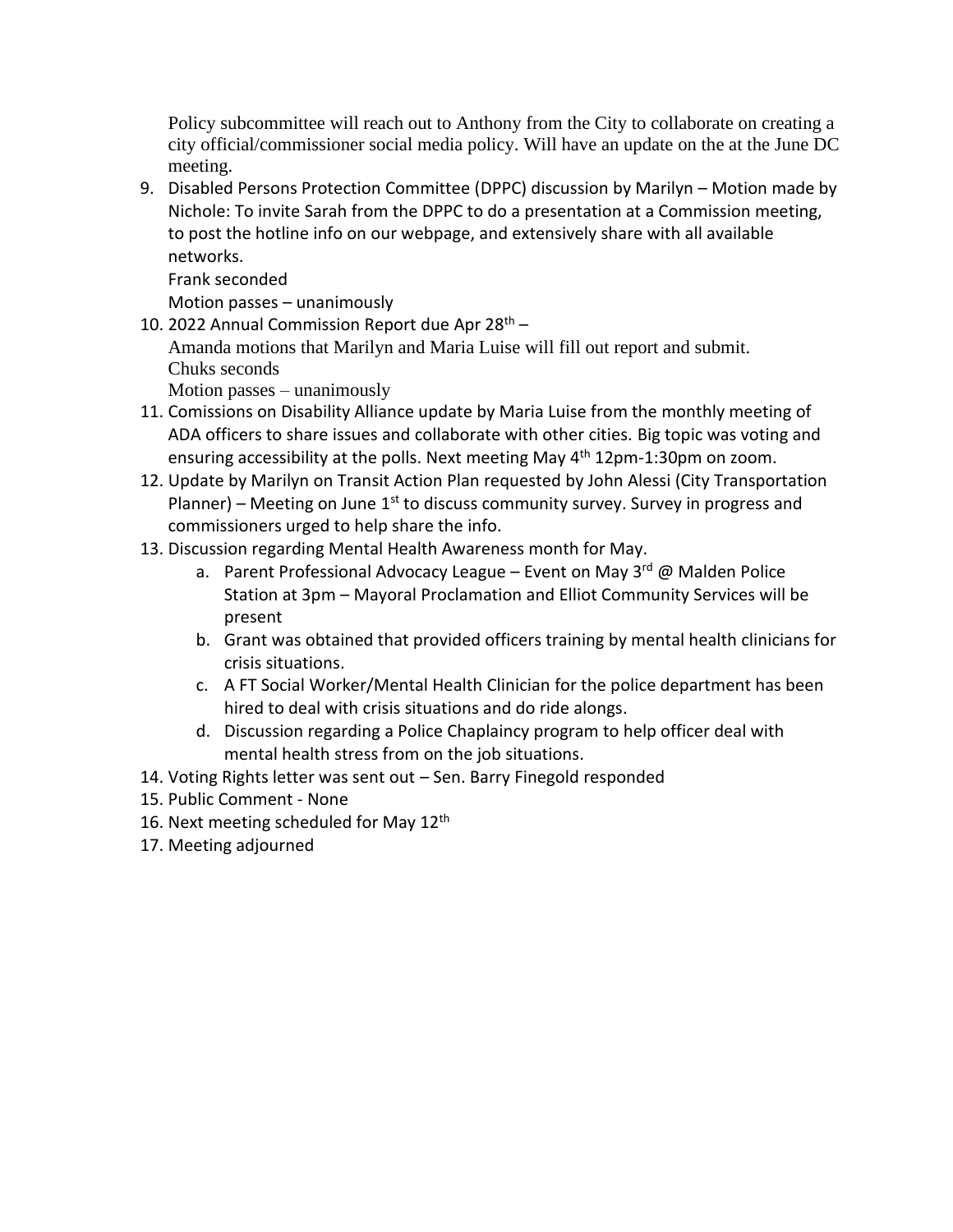Policy subcommittee will reach out to Anthony from the City to collaborate on creating a city official/commissioner social media policy. Will have an update on the at the June DC meeting.

9. Disabled Persons Protection Committee (DPPC) discussion by Marilyn – Motion made by Nichole: To invite Sarah from the DPPC to do a presentation at a Commission meeting, to post the hotline info on our webpage, and extensively share with all available networks.
   Frank seconded
   Motion passes – unanimously
10. 2022 Annual Commission Report due Apr 28th –
    Amanda motions that Marilyn and Maria Luise will fill out report and submit.
    Chuks seconds
    Motion passes – unanimously
11. Comissions on Disability Alliance update by Maria Luise from the monthly meeting of ADA officers to share issues and collaborate with other cities. Big topic was voting and ensuring accessibility at the polls. Next meeting May 4th 12pm-1:30pm on zoom.
12. Update by Marilyn on Transit Action Plan requested by John Alessi (City Transportation Planner) – Meeting on June 1st to discuss community survey. Survey in progress and commissioners urged to help share the info.
13. Discussion regarding Mental Health Awareness month for May.
    a. Parent Professional Advocacy League – Event on May 3rd @ Malden Police Station at 3pm – Mayoral Proclamation and Elliot Community Services will be present
    b. Grant was obtained that provided officers training by mental health clinicians for crisis situations.
    c. A FT Social Worker/Mental Health Clinician for the police department has been hired to deal with crisis situations and do ride alongs.
    d. Discussion regarding a Police Chaplaincy program to help officer deal with mental health stress from on the job situations.
14. Voting Rights letter was sent out – Sen. Barry Finegold responded
15. Public Comment - None
16. Next meeting scheduled for May 12th
17. Meeting adjourned